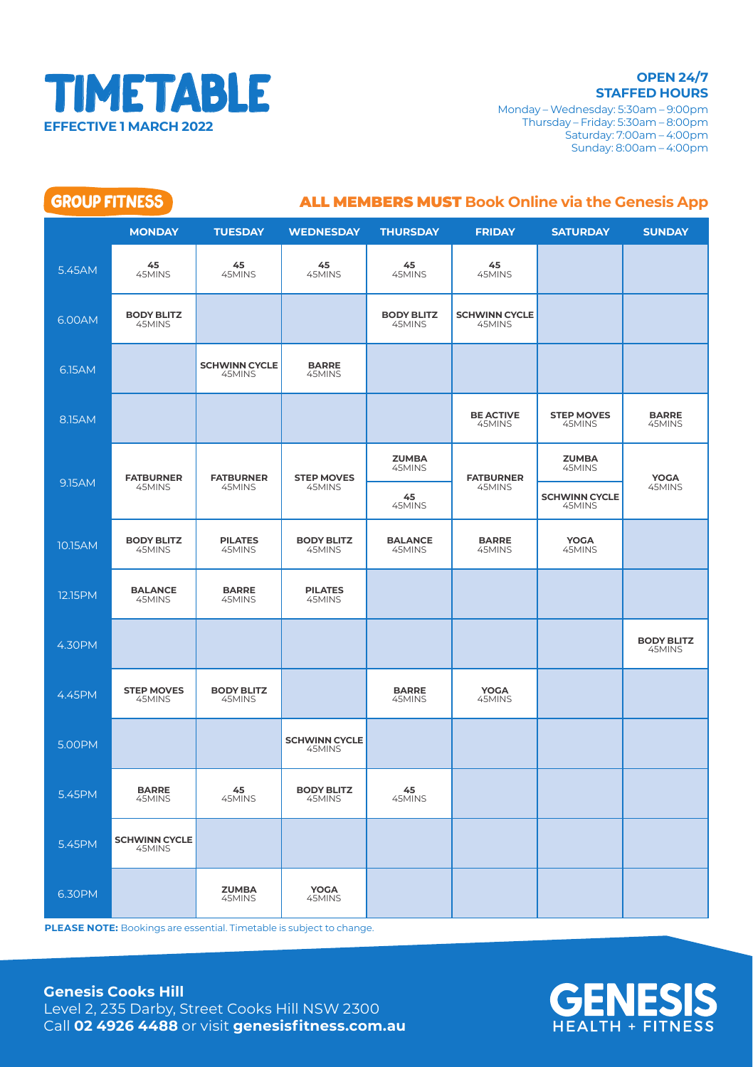# TIMETABLE

**EFFECTIVE 1 MARCH 2022**

**OPEN 24/7**
**STAFFED HOURS**
Monday – Wednesday: 5:30am – 9:00pm
Thursday – Friday: 5:30am – 8:00pm
Saturday: 7:00am – 4:00pm
Sunday: 8:00am – 4:00pm

## GROUP FITNESS

**ALL MEMBERS MUST Book Online via the Genesis App**

| | MONDAY | TUESDAY | WEDNESDAY | THURSDAY | FRIDAY | SATURDAY | SUNDAY |
|---|---|---|---|---|---|---|---|
| 5.45AM | **45** 45MINS | **45** 45MINS | **45** 45MINS | **45** 45MINS | **45** 45MINS | | |
| 6.00AM | **BODY BLITZ** 45MINS | | | **BODY BLITZ** 45MINS | **SCHWINN CYCLE** 45MINS | | |
| 6.15AM | | **SCHWINN CYCLE** 45MINS | **BARRE** 45MINS | | | | |
| 8.15AM | | | | | **BE ACTIVE** 45MINS | **STEP MOVES** 45MINS | **BARRE** 45MINS |
| 9.15AM | **FATBURNER** 45MINS | **FATBURNER** 45MINS | **STEP MOVES** 45MINS | **ZUMBA** 45MINS<br>**45** 45MINS | **FATBURNER** 45MINS | **ZUMBA** 45MINS<br>**SCHWINN CYCLE** 45MINS | **YOGA** 45MINS |
| 10.15AM | **BODY BLITZ** 45MINS | **PILATES** 45MINS | **BODY BLITZ** 45MINS | **BALANCE** 45MINS | **BARRE** 45MINS | **YOGA** 45MINS | |
| 12.15PM | **BALANCE** 45MINS | **BARRE** 45MINS | **PILATES** 45MINS | | | | |
| 4.30PM | | | | | | | **BODY BLITZ** 45MINS |
| 4.45PM | **STEP MOVES** 45MINS | **BODY BLITZ** 45MINS | | **BARRE** 45MINS | **YOGA** 45MINS | | |
| 5.00PM | | | **SCHWINN CYCLE** 45MINS | | | | |
| 5.45PM | **BARRE** 45MINS | **45** 45MINS | **BODY BLITZ** 45MINS | **45** 45MINS | | | |
| 5.45PM | **SCHWINN CYCLE** 45MINS | | | | | | |
| 6.30PM | | **ZUMBA** 45MINS | **YOGA** 45MINS | | | | |

**PLEASE NOTE:** Bookings are essential. Timetable is subject to change.

**Genesis Cooks Hill**
Level 2, 235 Darby, Street Cooks Hill NSW 2300
Call **02 4926 4488** or visit **genesisfitness.com.au**

GENESIS HEALTH + FITNESS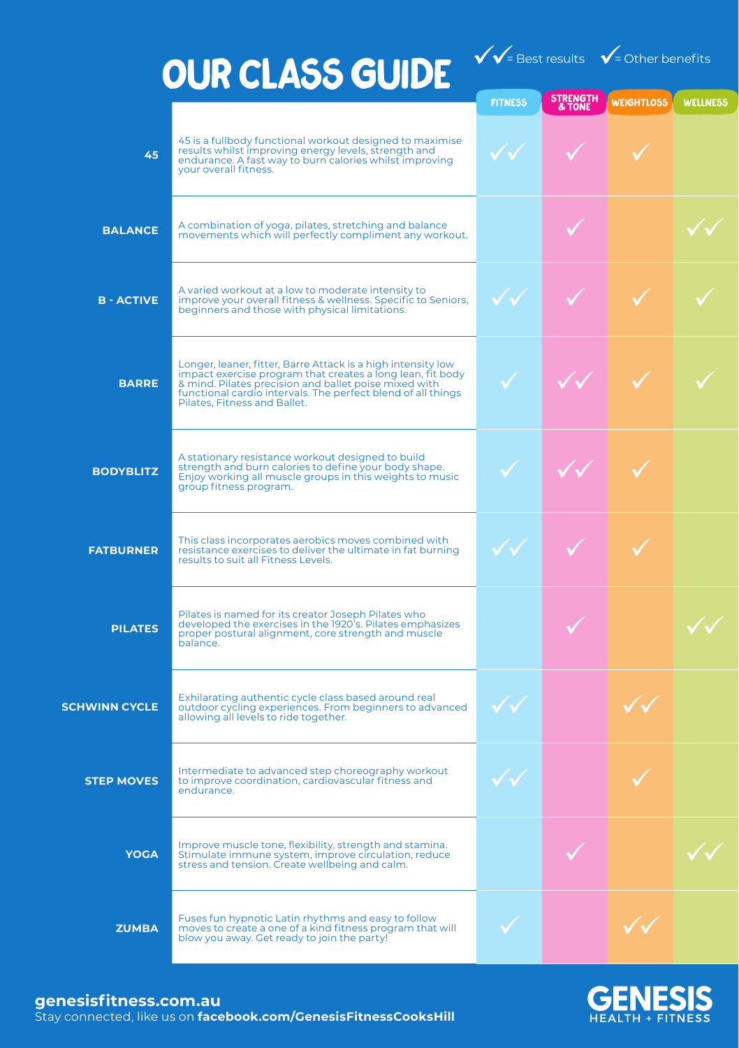# OUR CLASS GUIDE

✓✓ = Best results ✓ = Other benefits

| Class | Description | FITNESS | STRENGTH & TONE | WEIGHTLOSS | WELLNESS |
|---|---|---|---|---|---|
| **45** | 45 is a fullbody functional workout designed to maximise results whilst improving energy levels, strength and endurance. A fast way to burn calories whilst improving your overall fitness. | ✓✓ | ✓ | ✓ | |
| **BALANCE** | A combination of yoga, pilates, stretching and balance movements which will perfectly compliment any workout. | | ✓ | | ✓✓ |
| **B - ACTIVE** | A varied workout at a low to moderate intensity to improve your overall fitness & wellness. Specific to Seniors, beginners and those with physical limitations. | ✓✓ | ✓ | ✓ | ✓ |
| **BARRE** | Longer, leaner, fitter, Barre Attack is a high intensity low impact exercise program that creates a long lean, fit body & mind. Pilates precision and ballet poise mixed with functional cardio intervals. The perfect blend of all things Pilates, Fitness and Ballet. | ✓ | ✓✓ | ✓ | ✓ |
| **BODYBLITZ** | A stationary resistance workout designed to build strength and burn calories to define your body shape. Enjoy working all muscle groups in this weights to music group fitness program. | ✓ | ✓✓ | ✓ | |
| **FATBURNER** | This class incorporates aerobics moves combined with resistance exercises to deliver the ultimate in fat burning results to suit all Fitness Levels. | ✓✓ | ✓ | ✓ | |
| **PILATES** | Pilates is named for its creator Joseph Pilates who developed the exercises in the 1920's. Pilates emphasizes proper postural alignment, core strength and muscle balance. | | ✓ | | ✓✓ |
| **SCHWINN CYCLE** | Exhilarating authentic cycle class based around real outdoor cycling experiences. From beginners to advanced allowing all levels to ride together. | ✓✓ | | ✓✓ | |
| **STEP MOVES** | Intermediate to advanced step choreography workout to improve coordination, cardiovascular fitness and endurance. | ✓✓ | | ✓ | |
| **YOGA** | Improve muscle tone, flexibility, strength and stamina. Stimulate immune system, improve circulation, reduce stress and tension. Create wellbeing and calm. | | ✓ | | ✓✓ |
| **ZUMBA** | Fuses fun hypnotic Latin rhythms and easy to follow moves to create a one of a kind fitness program that will blow you away. Get ready to join the party! | ✓ | | ✓✓ | |

**genesisfitness.com.au**
Stay connected, like us on **facebook.com/GenesisFitnessCooksHill**

GENESIS HEALTH + FITNESS